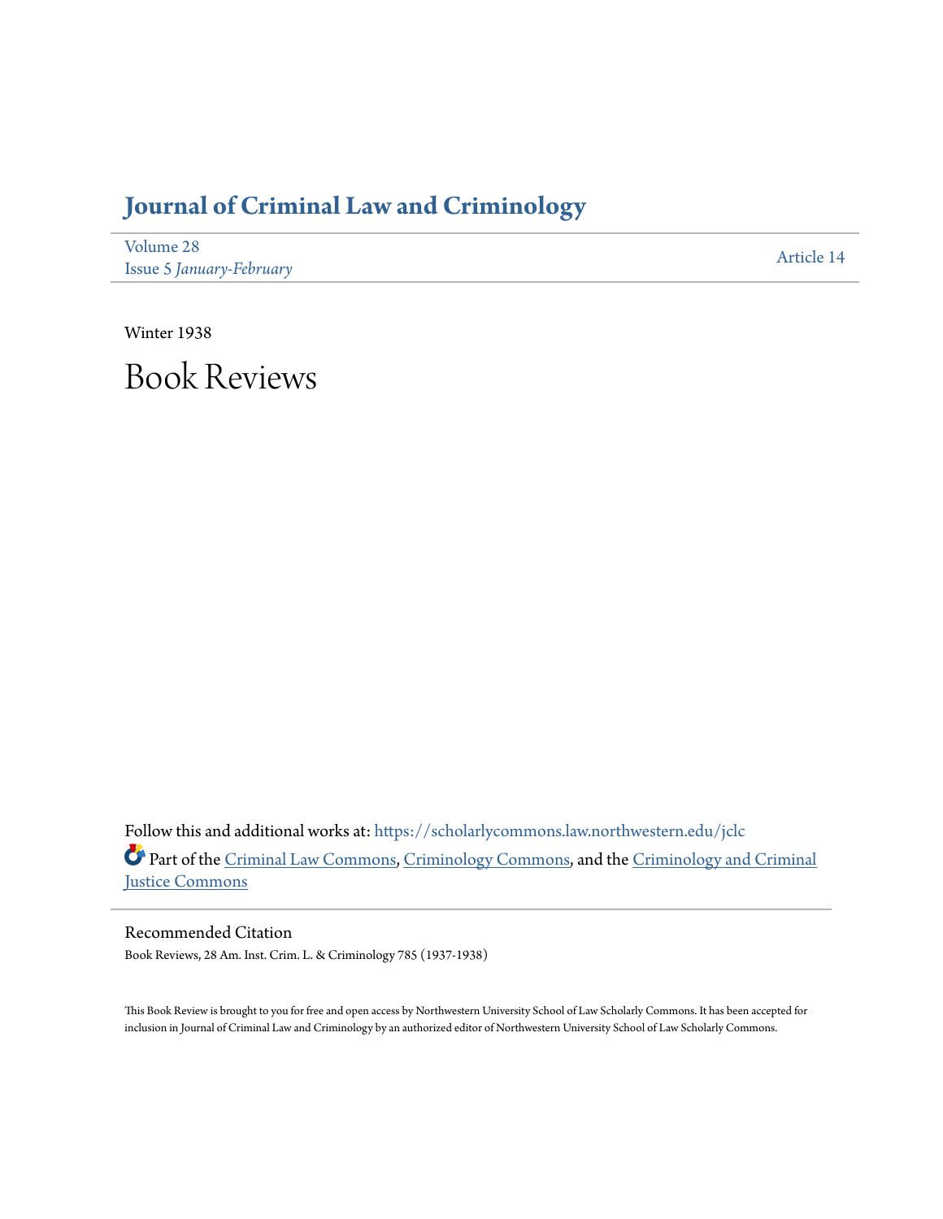# Journal of Criminal Law and Criminology

Volume 28
Issue 5 *January-February*

Article 14

Winter 1938

# Book Reviews

Follow this and additional works at: https://scholarlycommons.law.northwestern.edu/jclc

Part of the Criminal Law Commons, Criminology Commons, and the Criminology and Criminal Justice Commons

## Recommended Citation

Book Reviews, 28 Am. Inst. Crim. L. & Criminology 785 (1937-1938)

This Book Review is brought to you for free and open access by Northwestern University School of Law Scholarly Commons. It has been accepted for inclusion in Journal of Criminal Law and Criminology by an authorized editor of Northwestern University School of Law Scholarly Commons.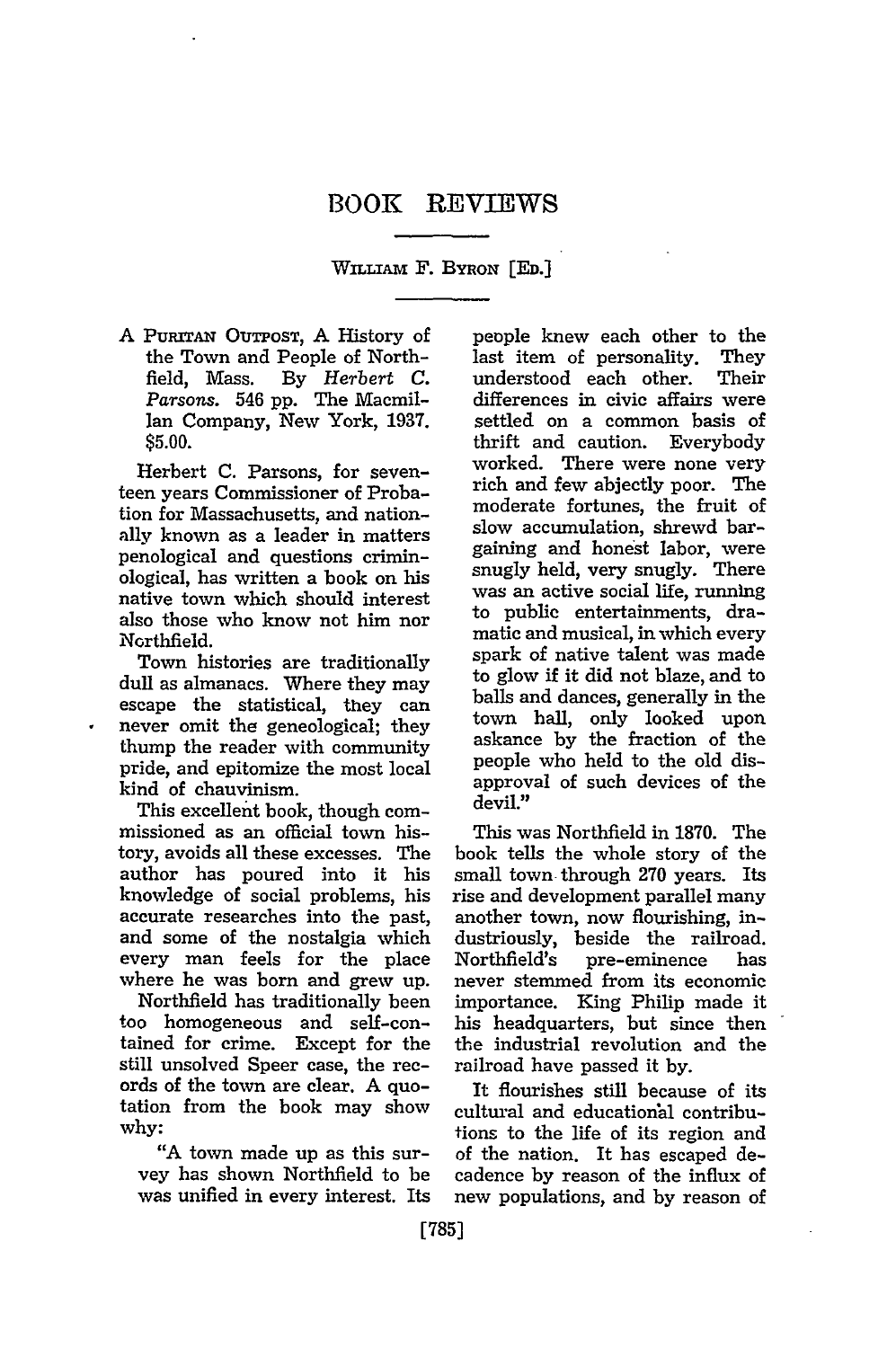# BOOK REVIEWS

WILLIAM F. BYRON [ED.]

A PURITAN OUTPOST, A History of the Town and People of Northfield, Mass. By *Herbert C. Parsons.* 546 pp. The Macmillan Company, New York, 1937. $5.00.

Herbert C. Parsons, for seventeen years Commissioner of Probation for Massachusetts, and nationally known as a leader in matters penological and questions criminological, has written a book on his native town which should interest also those who know not him nor Northfield.

Town histories are traditionally dull as almanacs. Where they may escape the statistical, they can never omit the geneological; they thump the reader with community pride, and epitomize the most local kind of chauvinism.

This excellent book, though commissioned as an official town history, avoids all these excesses. The author has poured into it his knowledge of social problems, his accurate researches into the past, and some of the nostalgia which every man feels for the place where he was born and grew up.

Northfield has traditionally been too homogeneous and self-contained for crime. Except for the still unsolved Speer case, the records of the town are clear. A quotation from the book may show why:

> "A town made up as this survey has shown Northfield to be was unified in every interest. Its people knew each other to the last item of personality. They understood each other. Their differences in civic affairs were settled on a common basis of thrift and caution. Everybody worked. There were none very rich and few abjectly poor. The moderate fortunes, the fruit of slow accumulation, shrewd bargaining and honest labor, were snugly held, very snugly. There was an active social life, running to public entertainments, dramatic and musical, in which every spark of native talent was made to glow if it did not blaze, and to balls and dances, generally in the town hall, only looked upon askance by the fraction of the people who held to the old disapproval of such devices of the devil."

This was Northfield in 1870. The book tells the whole story of the small town through 270 years. Its rise and development parallel many another town, now flourishing, industriously, beside the railroad. Northfield's pre-eminence has never stemmed from its economic importance. King Philip made it his headquarters, but since then the industrial revolution and the railroad have passed it by.

It flourishes still because of its cultural and educational contributions to the life of its region and of the nation. It has escaped decadence by reason of the influx of new populations, and by reason of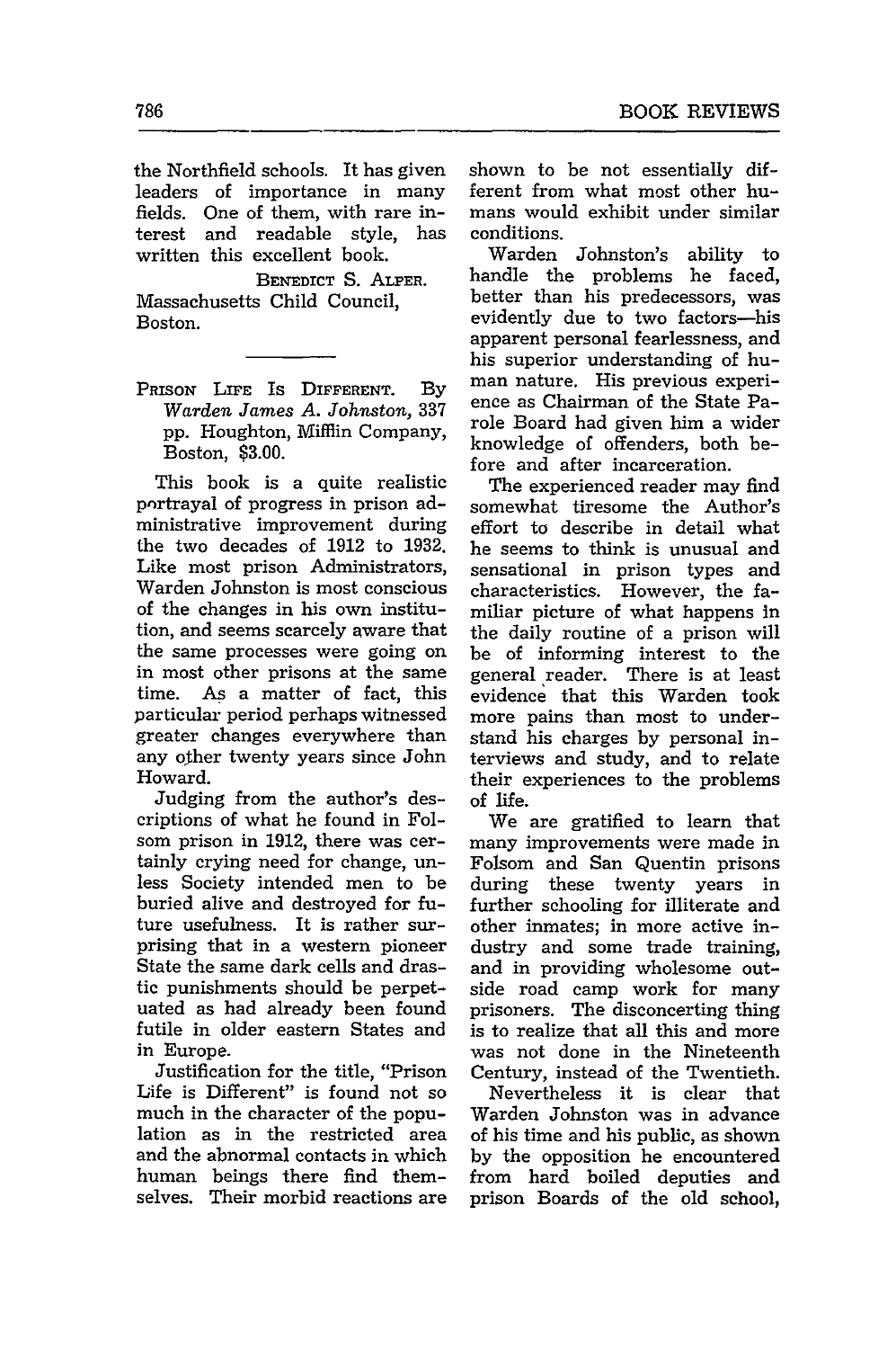the Northfield schools. It has given leaders of importance in many fields. One of them, with rare interest and readable style, has written this excellent book.

BENEDICT S. ALPER.
Massachusetts Child Council,
Boston.

---

PRISON LIFE IS DIFFERENT. By *Warden James A. Johnston*, 337 pp. Houghton, Mifflin Company, Boston, $3.00.

This book is a quite realistic portrayal of progress in prison administrative improvement during the two decades of 1912 to 1932. Like most prison Administrators, Warden Johnston is most conscious of the changes in his own institution, and seems scarcely aware that the same processes were going on in most other prisons at the same time. As a matter of fact, this particular period perhaps witnessed greater changes everywhere than any other twenty years since John Howard.

Judging from the author's descriptions of what he found in Folsom prison in 1912, there was certainly crying need for change, unless Society intended men to be buried alive and destroyed for future usefulness. It is rather surprising that in a western pioneer State the same dark cells and drastic punishments should be perpetuated as had already been found futile in older eastern States and in Europe.

Justification for the title, "Prison Life is Different" is found not so much in the character of the population as in the restricted area and the abnormal contacts in which human beings there find themselves. Their morbid reactions are shown to be not essentially different from what most other humans would exhibit under similar conditions.

Warden Johnston's ability to handle the problems he faced, better than his predecessors, was evidently due to two factors—his apparent personal fearlessness, and his superior understanding of human nature. His previous experience as Chairman of the State Parole Board had given him a wider knowledge of offenders, both before and after incarceration.

The experienced reader may find somewhat tiresome the Author's effort to describe in detail what he seems to think is unusual and sensational in prison types and characteristics. However, the familiar picture of what happens in the daily routine of a prison will be of informing interest to the general reader. There is at least evidence that this Warden took more pains than most to understand his charges by personal interviews and study, and to relate their experiences to the problems of life.

We are gratified to learn that many improvements were made in Folsom and San Quentin prisons during these twenty years in further schooling for illiterate and other inmates; in more active industry and some trade training, and in providing wholesome outside road camp work for many prisoners. The disconcerting thing is to realize that all this and more was not done in the Nineteenth Century, instead of the Twentieth.

Nevertheless it is clear that Warden Johnston was in advance of his time and his public, as shown by the opposition he encountered from hard boiled deputies and prison Boards of the old school,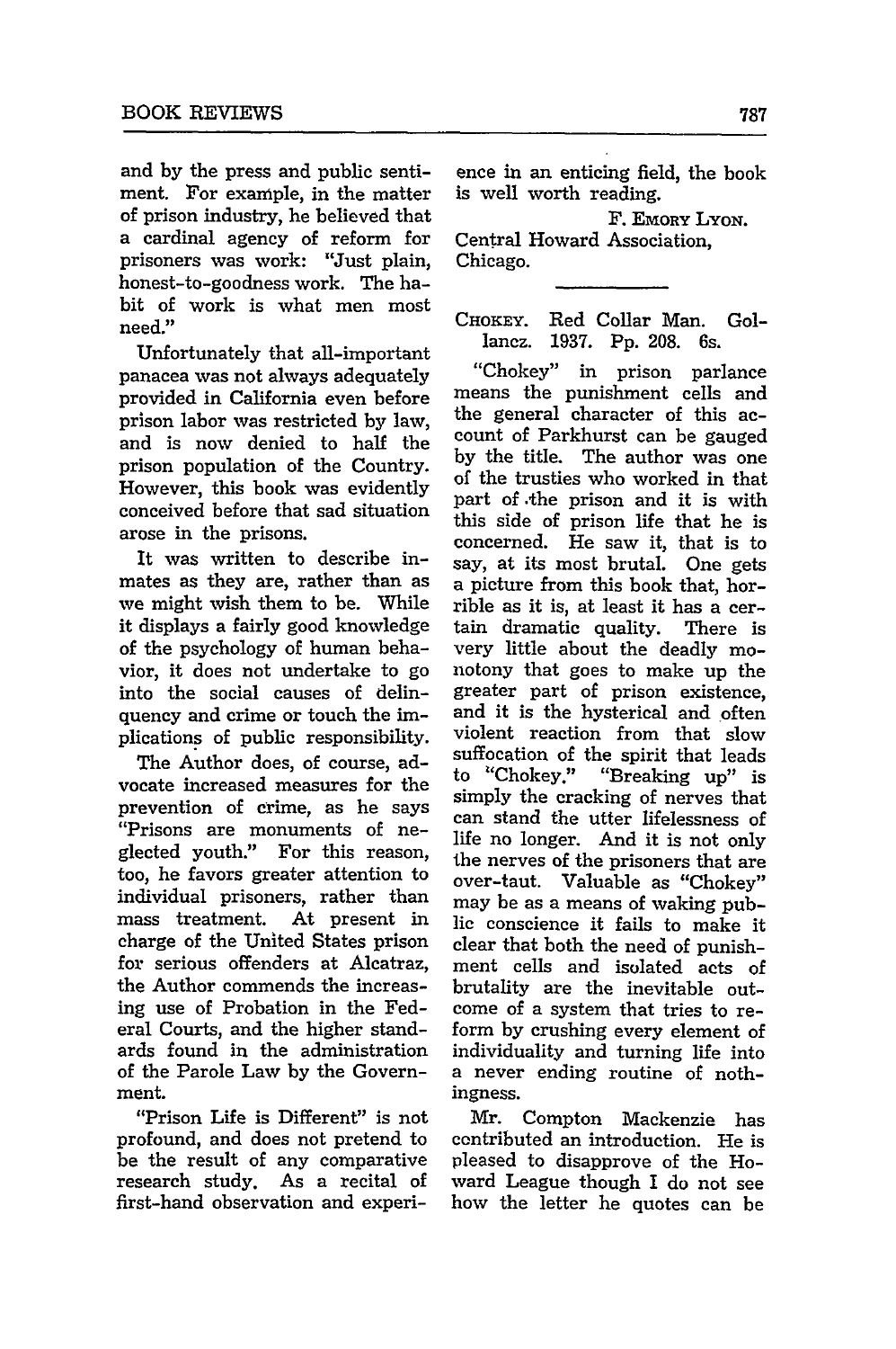and by the press and public sentiment. For example, in the matter of prison industry, he believed that a cardinal agency of reform for prisoners was work: "Just plain, honest-to-goodness work. The habit of work is what men most need."

Unfortunately that all-important panacea was not always adequately provided in California even before prison labor was restricted by law, and is now denied to half the prison population of the Country. However, this book was evidently conceived before that sad situation arose in the prisons.

It was written to describe inmates as they are, rather than as we might wish them to be. While it displays a fairly good knowledge of the psychology of human behavior, it does not undertake to go into the social causes of delinquency and crime or touch the implications of public responsibility.

The Author does, of course, advocate increased measures for the prevention of crime, as he says "Prisons are monuments of neglected youth." For this reason, too, he favors greater attention to individual prisoners, rather than mass treatment. At present in charge of the United States prison for serious offenders at Alcatraz, the Author commends the increasing use of Probation in the Federal Courts, and the higher standards found in the administration of the Parole Law by the Government.

"Prison Life is Different" is not profound, and does not pretend to be the result of any comparative research study. As a recital of first-hand observation and experience in an enticing field, the book is well worth reading.

F. Emory Lyon.
Central Howard Association,
Chicago.

---

Chokey. Red Collar Man. Gollancz. 1937. Pp. 208. 6s.

"Chokey" in prison parlance means the punishment cells and the general character of this account of Parkhurst can be gauged by the title. The author was one of the trusties who worked in that part of the prison and it is with this side of prison life that he is concerned. He saw it, that is to say, at its most brutal. One gets a picture from this book that, horrible as it is, at least it has a certain dramatic quality. There is very little about the deadly monotony that goes to make up the greater part of prison existence, and it is the hysterical and often violent reaction from that slow suffocation of the spirit that leads to "Chokey." "Breaking up" is simply the cracking of nerves that can stand the utter lifelessness of life no longer. And it is not only the nerves of the prisoners that are over-taut. Valuable as "Chokey" may be as a means of waking public conscience it fails to make it clear that both the need of punishment cells and isolated acts of brutality are the inevitable outcome of a system that tries to reform by crushing every element of individuality and turning life into a never ending routine of nothingness.

Mr. Compton Mackenzie has contributed an introduction. He is pleased to disapprove of the Howard League though I do not see how the letter he quotes can be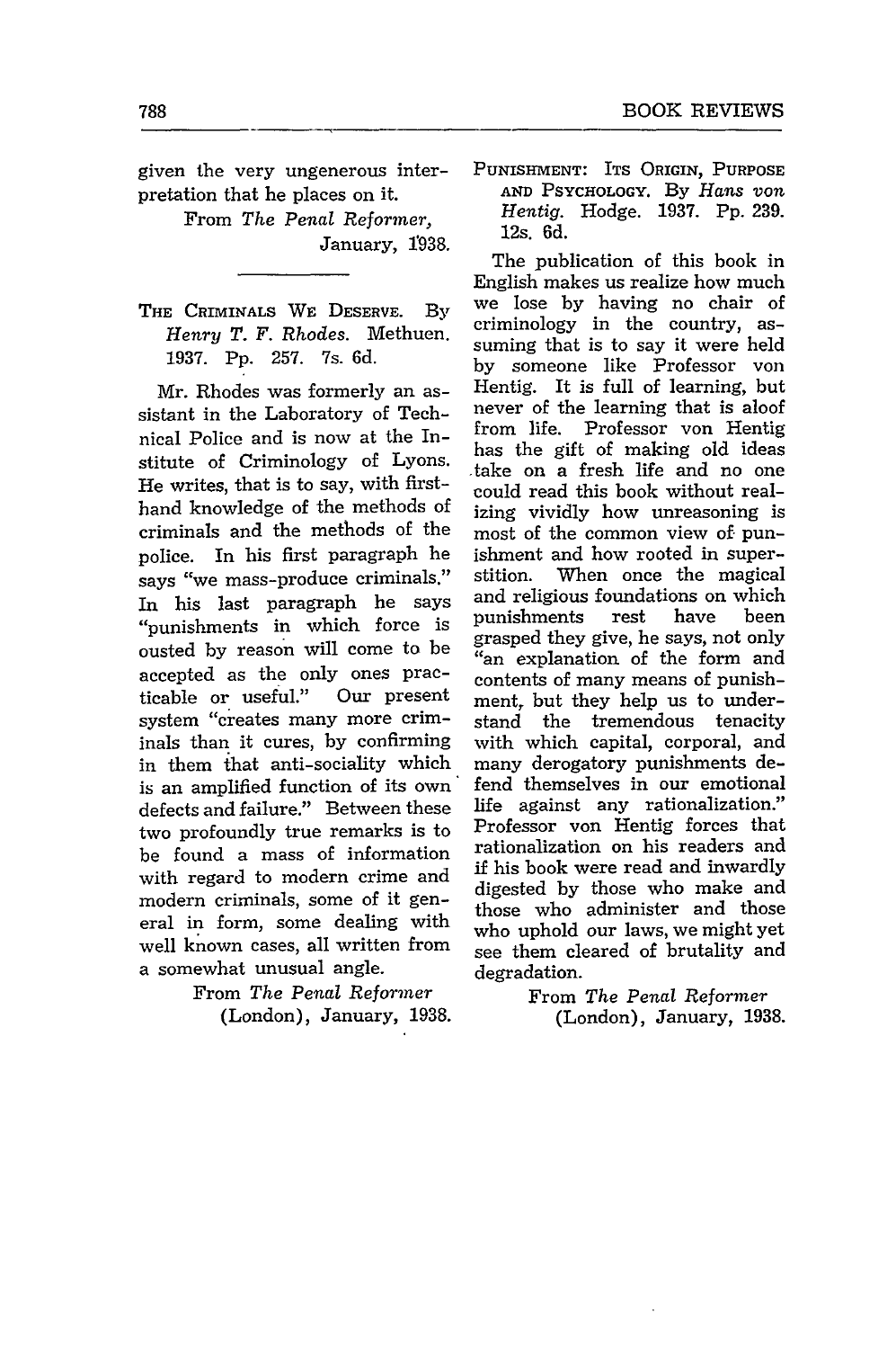given the very ungenerous interpretation that he places on it.

From *The Penal Reformer,* January, 1938.

---

THE CRIMINALS WE DESERVE. By *Henry T. F. Rhodes.* Methuen. 1937. Pp. 257. 7s. 6d.

Mr. Rhodes was formerly an assistant in the Laboratory of Technical Police and is now at the Institute of Criminology of Lyons. He writes, that is to say, with first-hand knowledge of the methods of criminals and the methods of the police. In his first paragraph he says "we mass-produce criminals." In his last paragraph he says "punishments in which force is ousted by reason will come to be accepted as the only ones practicable or useful." Our present system "creates many more criminals than it cures, by confirming in them that anti-sociality which is an amplified function of its own defects and failure." Between these two profoundly true remarks is to be found a mass of information with regard to modern crime and modern criminals, some of it general in form, some dealing with well known cases, all written from a somewhat unusual angle.

From *The Penal Reformer* (London), January, 1938.

PUNISHMENT: ITS ORIGIN, PURPOSE AND PSYCHOLOGY. By *Hans von Hentig.* Hodge. 1937. Pp. 239. 12s. 6d.

The publication of this book in English makes us realize how much we lose by having no chair of criminology in the country, assuming that is to say it were held by someone like Professor von Hentig. It is full of learning, but never of the learning that is aloof from life. Professor von Hentig has the gift of making old ideas take on a fresh life and no one could read this book without realizing vividly how unreasoning is most of the common view of punishment and how rooted in superstition. When once the magical and religious foundations on which punishments rest have been grasped they give, he says, not only "an explanation of the form and contents of many means of punishment, but they help us to understand the tremendous tenacity with which capital, corporal, and many derogatory punishments defend themselves in our emotional life against any rationalization." Professor von Hentig forces that rationalization on his readers and if his book were read and inwardly digested by those who make and those who administer and those who uphold our laws, we might yet see them cleared of brutality and degradation.

From *The Penal Reformer* (London), January, 1938.